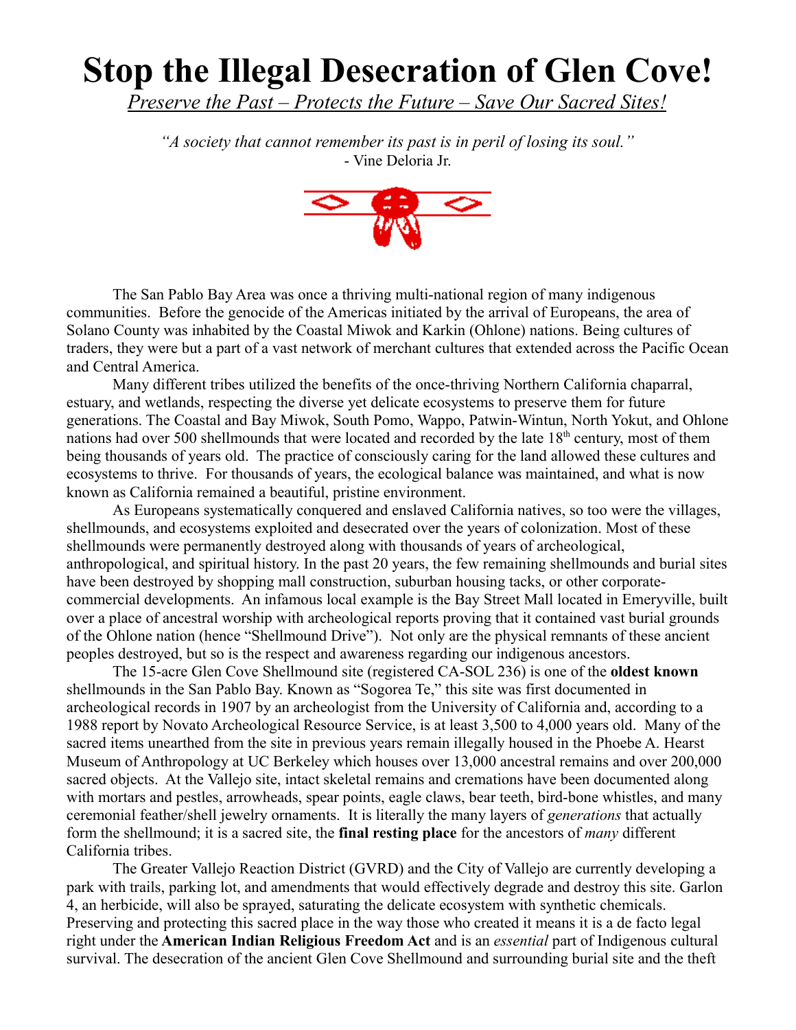# Stop the Illegal Desecration of Glen Cove!

*Preserve the Past – Protects the Future – Save Our Sacred Sites!*

*"A society that cannot remember its past is in peril of losing its soul."*
- Vine Deloria Jr.

The San Pablo Bay Area was once a thriving multi-national region of many indigenous communities. Before the genocide of the Americas initiated by the arrival of Europeans, the area of Solano County was inhabited by the Coastal Miwok and Karkin (Ohlone) nations. Being cultures of traders, they were but a part of a vast network of merchant cultures that extended across the Pacific Ocean and Central America.

Many different tribes utilized the benefits of the once-thriving Northern California chaparral, estuary, and wetlands, respecting the diverse yet delicate ecosystems to preserve them for future generations. The Coastal and Bay Miwok, South Pomo, Wappo, Patwin-Wintun, North Yokut, and Ohlone nations had over 500 shellmounds that were located and recorded by the late 18th century, most of them being thousands of years old. The practice of consciously caring for the land allowed these cultures and ecosystems to thrive. For thousands of years, the ecological balance was maintained, and what is now known as California remained a beautiful, pristine environment.

As Europeans systematically conquered and enslaved California natives, so too were the villages, shellmounds, and ecosystems exploited and desecrated over the years of colonization. Most of these shellmounds were permanently destroyed along with thousands of years of archeological, anthropological, and spiritual history. In the past 20 years, the few remaining shellmounds and burial sites have been destroyed by shopping mall construction, suburban housing tacks, or other corporate-commercial developments. An infamous local example is the Bay Street Mall located in Emeryville, built over a place of ancestral worship with archeological reports proving that it contained vast burial grounds of the Ohlone nation (hence "Shellmound Drive"). Not only are the physical remnants of these ancient peoples destroyed, but so is the respect and awareness regarding our indigenous ancestors.

The 15-acre Glen Cove Shellmound site (registered CA-SOL 236) is one of the **oldest known** shellmounds in the San Pablo Bay. Known as "Sogorea Te," this site was first documented in archeological records in 1907 by an archeologist from the University of California and, according to a 1988 report by Novato Archeological Resource Service, is at least 3,500 to 4,000 years old. Many of the sacred items unearthed from the site in previous years remain illegally housed in the Phoebe A. Hearst Museum of Anthropology at UC Berkeley which houses over 13,000 ancestral remains and over 200,000 sacred objects. At the Vallejo site, intact skeletal remains and cremations have been documented along with mortars and pestles, arrowheads, spear points, eagle claws, bear teeth, bird-bone whistles, and many ceremonial feather/shell jewelry ornaments. It is literally the many layers of *generations* that actually form the shellmound; it is a sacred site, the **final resting place** for the ancestors of *many* different California tribes.

The Greater Vallejo Reaction District (GVRD) and the City of Vallejo are currently developing a park with trails, parking lot, and amendments that would effectively degrade and destroy this site. Garlon 4, an herbicide, will also be sprayed, saturating the delicate ecosystem with synthetic chemicals. Preserving and protecting this sacred place in the way those who created it means it is a de facto legal right under the **American Indian Religious Freedom Act** and is an *essential* part of Indigenous cultural survival. The desecration of the ancient Glen Cove Shellmound and surrounding burial site and the theft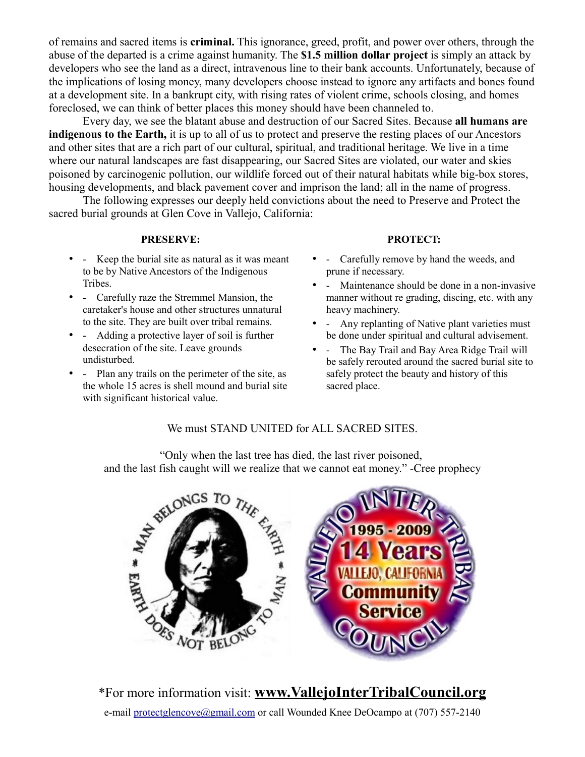of remains and sacred items is **criminal.** This ignorance, greed, profit, and power over others, through the abuse of the departed is a crime against humanity. The **$1.5 million dollar project** is simply an attack by developers who see the land as a direct, intravenous line to their bank accounts. Unfortunately, because of the implications of losing money, many developers choose instead to ignore any artifacts and bones found at a development site. In a bankrupt city, with rising rates of violent crime, schools closing, and homes foreclosed, we can think of better places this money should have been channeled to.

Every day, we see the blatant abuse and destruction of our Sacred Sites. Because **all humans are indigenous to the Earth,** it is up to all of us to protect and preserve the resting places of our Ancestors and other sites that are a rich part of our cultural, spiritual, and traditional heritage. We live in a time where our natural landscapes are fast disappearing, our Sacred Sites are violated, our water and skies poisoned by carcinogenic pollution, our wildlife forced out of their natural habitats while big-box stores, housing developments, and black pavement cover and imprison the land; all in the name of progress.

The following expresses our deeply held convictions about the need to Preserve and Protect the sacred burial grounds at Glen Cove in Vallejo, California:

**PRESERVE:**

- - Keep the burial site as natural as it was meant to be by Native Ancestors of the Indigenous Tribes.
- - Carefully raze the Stremmel Mansion, the caretaker's house and other structures unnatural to the site. They are built over tribal remains.
- - Adding a protective layer of soil is further desecration of the site. Leave grounds undisturbed.
- - Plan any trails on the perimeter of the site, as the whole 15 acres is shell mound and burial site with significant historical value.

**PROTECT:**

- - Carefully remove by hand the weeds, and prune if necessary.
- - Maintenance should be done in a non-invasive manner without re grading, discing, etc. with any heavy machinery.
- - Any replanting of Native plant varieties must be done under spiritual and cultural advisement.
- - The Bay Trail and Bay Area Ridge Trail will be safely rerouted around the sacred burial site to safely protect the beauty and history of this sacred place.

We must STAND UNITED for ALL SACRED SITES.

"Only when the last tree has died, the last river poisoned, and the last fish caught will we realize that we cannot eat money." -Cree prophecy

MAN BELONGS TO THE EARTH * EARTH DOES NOT BELONG TO MAN *

VALLEJO INTER-TRIBAL COUNCIL 1995 - 2009 14 Years VALLEJO, CALIFORNIA Community Service

*For more information visit: **www.ValléjoInterTribalCouncil.org**

e-mail protectglencove@gmail.com or call Wounded Knee DeOcampo at (707) 557-2140